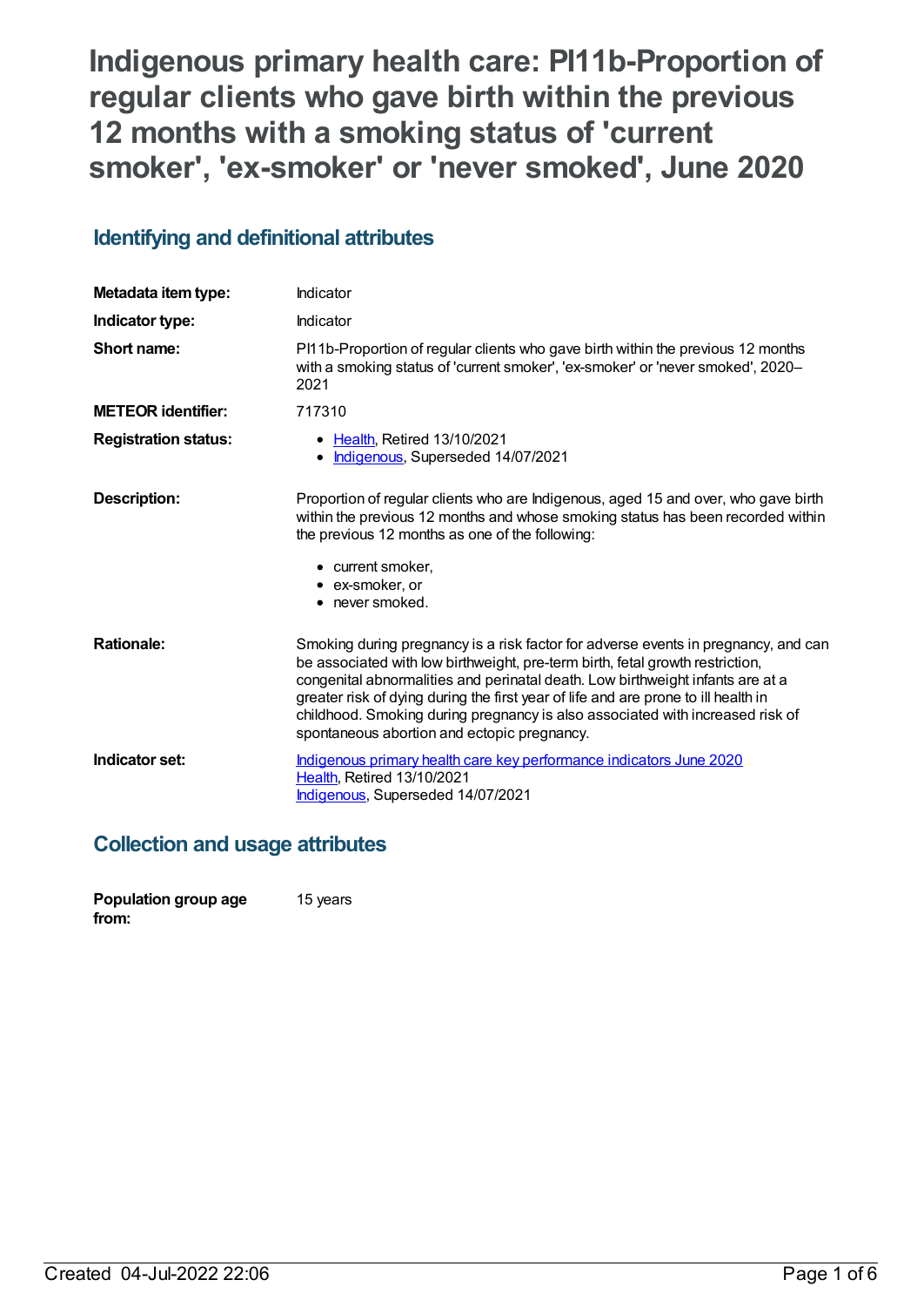# Indigenous primary health care: PI11b-Proportion of regular clients who gave birth within the previous 12 months with a smoking status of 'current smoker', 'ex-smoker' or 'never smoked', June 2020

## Identifying and definitional attributes

| | |
|---|---|
| **Metadata item type:** | Indicator |
| **Indicator type:** | Indicator |
| **Short name:** | PI11b-Proportion of regular clients who gave birth within the previous 12 months with a smoking status of 'current smoker', 'ex-smoker' or 'never smoked', 2020–2021 |
| **METEOR identifier:** | 717310 |
| **Registration status:** | • Health, Retired 13/10/2021<br>• Indigenous, Superseded 14/07/2021 |
| **Description:** | Proportion of regular clients who are Indigenous, aged 15 and over, who gave birth within the previous 12 months and whose smoking status has been recorded within the previous 12 months as one of the following:<br>• current smoker,<br>• ex-smoker, or<br>• never smoked. |
| **Rationale:** | Smoking during pregnancy is a risk factor for adverse events in pregnancy, and can be associated with low birthweight, pre-term birth, fetal growth restriction, congenital abnormalities and perinatal death. Low birthweight infants are at a greater risk of dying during the first year of life and are prone to ill health in childhood. Smoking during pregnancy is also associated with increased risk of spontaneous abortion and ectopic pregnancy. |
| **Indicator set:** | Indigenous primary health care key performance indicators June 2020<br>Health, Retired 13/10/2021<br>Indigenous, Superseded 14/07/2021 |

## Collection and usage attributes

| | |
|---|---|
| **Population group age from:** | 15 years |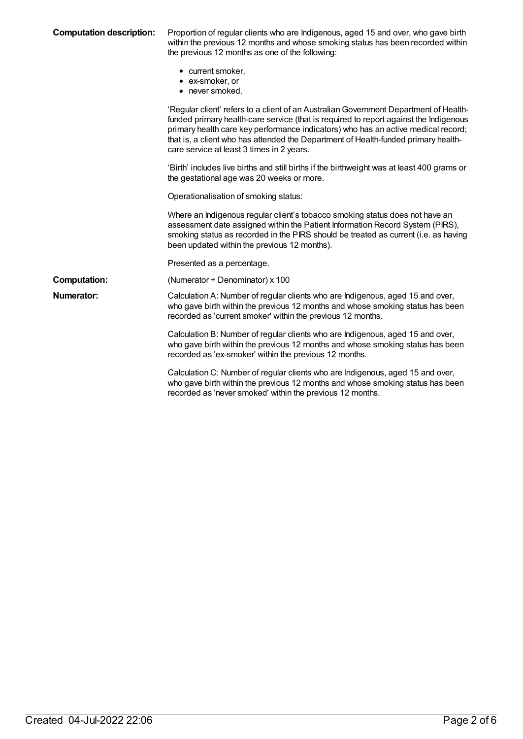**Computation description:** Proportion of regular clients who are Indigenous, aged 15 and over, who gave birth within the previous 12 months and whose smoking status has been recorded within the previous 12 months as one of the following:

- current smoker,
- ex-smoker, or
- never smoked.

'Regular client' refers to a client of an Australian Government Department of Health-funded primary health-care service (that is required to report against the Indigenous primary health care key performance indicators) who has an active medical record; that is, a client who has attended the Department of Health-funded primary health-care service at least 3 times in 2 years.

'Birth' includes live births and still births if the birthweight was at least 400 grams or the gestational age was 20 weeks or more.

Operationalisation of smoking status:

Where an Indigenous regular client's tobacco smoking status does not have an assessment date assigned within the Patient Information Record System (PIRS), smoking status as recorded in the PIRS should be treated as current (i.e. as having been updated within the previous 12 months).

Presented as a percentage.

**Computation:** (Numerator ÷ Denominator) x 100

**Numerator:** Calculation A: Number of regular clients who are Indigenous, aged 15 and over, who gave birth within the previous 12 months and whose smoking status has been recorded as 'current smoker' within the previous 12 months.

Calculation B: Number of regular clients who are Indigenous, aged 15 and over, who gave birth within the previous 12 months and whose smoking status has been recorded as 'ex-smoker' within the previous 12 months.

Calculation C: Number of regular clients who are Indigenous, aged 15 and over, who gave birth within the previous 12 months and whose smoking status has been recorded as 'never smoked' within the previous 12 months.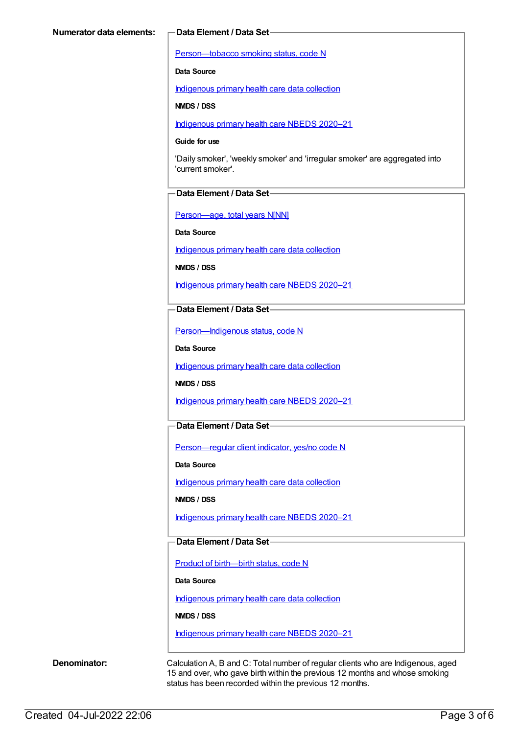**Numerator data elements:**

**Data Element / Data Set**

Person—tobacco smoking status, code N

**Data Source**

Indigenous primary health care data collection

**NMDS / DSS**

Indigenous primary health care NBEDS 2020–21

**Guide for use**

'Daily smoker', 'weekly smoker' and 'irregular smoker' are aggregated into 'current smoker'.

**Data Element / Data Set**

Person—age, total years N[NN]

**Data Source**

Indigenous primary health care data collection

**NMDS / DSS**

Indigenous primary health care NBEDS 2020–21

**Data Element / Data Set**

Person—Indigenous status, code N

**Data Source**

Indigenous primary health care data collection

**NMDS / DSS**

Indigenous primary health care NBEDS 2020–21

**Data Element / Data Set**

Person—regular client indicator, yes/no code N

**Data Source**

Indigenous primary health care data collection

**NMDS / DSS**

Indigenous primary health care NBEDS 2020–21

**Data Element / Data Set**

Product of birth—birth status, code N

**Data Source**

Indigenous primary health care data collection

**NMDS / DSS**

Indigenous primary health care NBEDS 2020–21

**Denominator:**

Calculation A, B and C: Total number of regular clients who are Indigenous, aged 15 and over, who gave birth within the previous 12 months and whose smoking status has been recorded within the previous 12 months.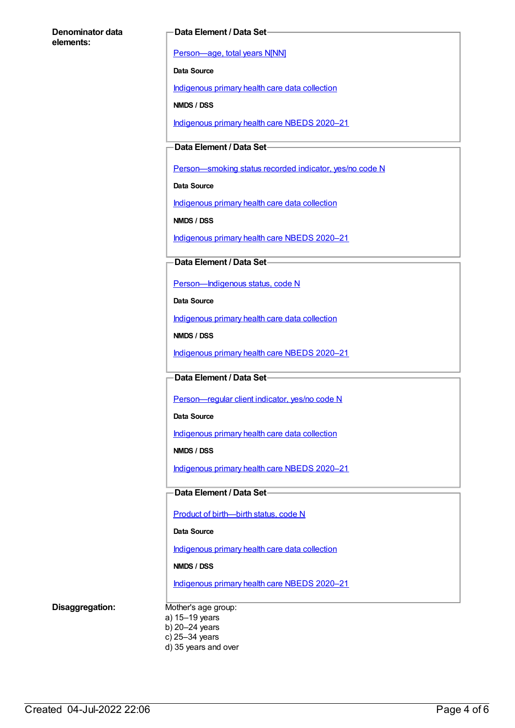**Denominator data elements:**

**Data Element / Data Set**

Person—age, total years N[NN]

**Data Source**

Indigenous primary health care data collection

**NMDS / DSS**

Indigenous primary health care NBEDS 2020–21

**Data Element / Data Set**

Person—smoking status recorded indicator, yes/no code N

**Data Source**

Indigenous primary health care data collection

**NMDS / DSS**

Indigenous primary health care NBEDS 2020–21

**Data Element / Data Set**

Person—Indigenous status, code N

**Data Source**

Indigenous primary health care data collection

**NMDS / DSS**

Indigenous primary health care NBEDS 2020–21

**Data Element / Data Set**

Person—regular client indicator, yes/no code N

**Data Source**

Indigenous primary health care data collection

**NMDS / DSS**

Indigenous primary health care NBEDS 2020–21

**Data Element / Data Set**

Product of birth—birth status, code N

**Data Source**

Indigenous primary health care data collection

**NMDS / DSS**

Indigenous primary health care NBEDS 2020–21

**Disaggregation:**

Mother's age group:
a) 15–19 years
b) 20–24 years
c) 25–34 years
d) 35 years and over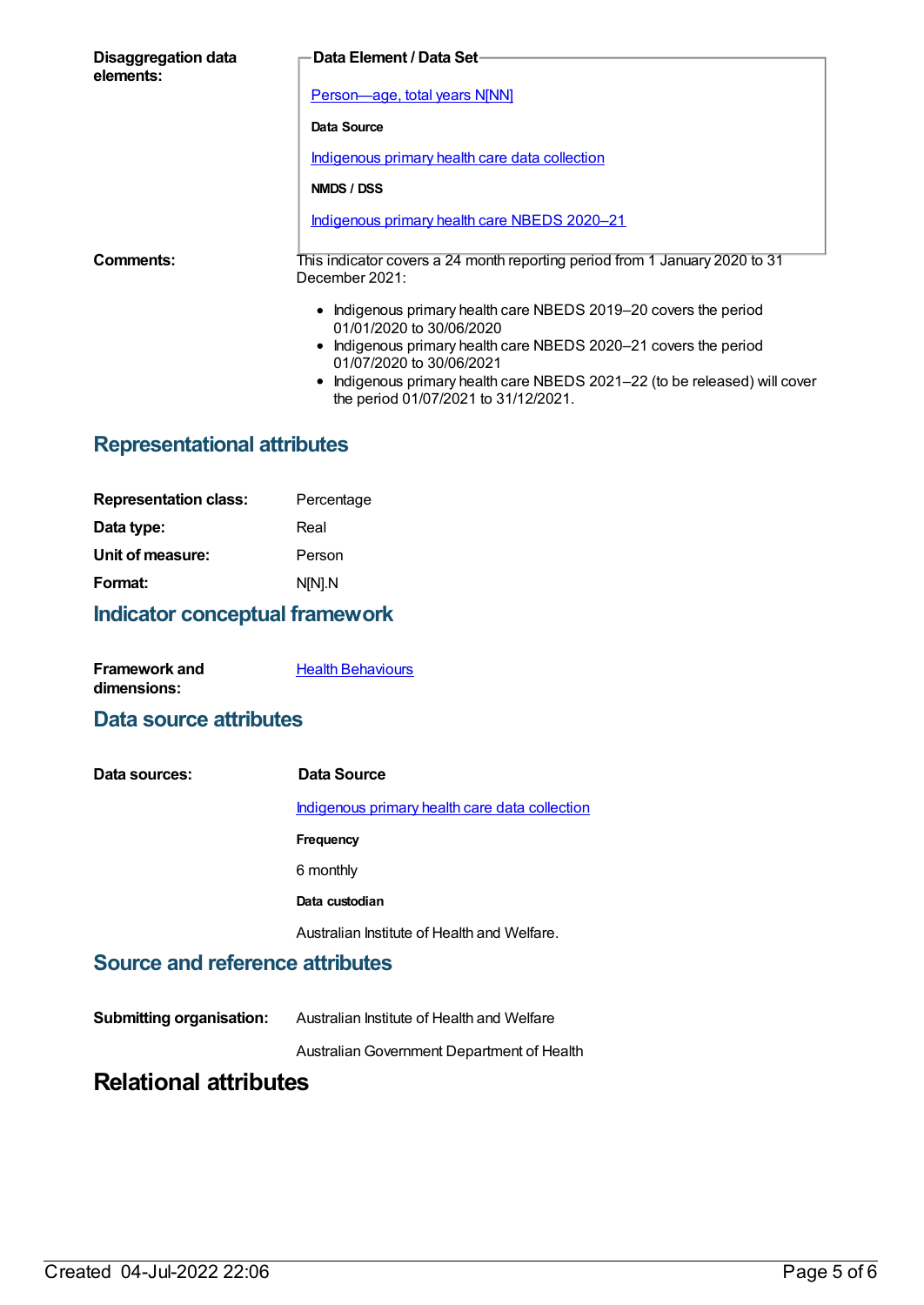**Disaggregation data elements:**

**Data Element / Data Set**

Person—age, total years N[NN]

**Data Source**

Indigenous primary health care data collection

**NMDS / DSS**

Indigenous primary health care NBEDS 2020–21

**Comments:**

This indicator covers a 24 month reporting period from 1 January 2020 to 31 December 2021:

- Indigenous primary health care NBEDS 2019–20 covers the period 01/01/2020 to 30/06/2020
- Indigenous primary health care NBEDS 2020–21 covers the period 01/07/2020 to 30/06/2021
- Indigenous primary health care NBEDS 2021–22 (to be released) will cover the period 01/07/2021 to 31/12/2021.

## Representational attributes

| | |
|---|---|
| **Representation class:** | Percentage |
| **Data type:** | Real |
| **Unit of measure:** | Person |
| **Format:** | N[N].N |

## Indicator conceptual framework

**Framework and dimensions:** Health Behaviours

## Data source attributes

**Data sources:**

**Data Source**

Indigenous primary health care data collection

**Frequency**

6 monthly

**Data custodian**

Australian Institute of Health and Welfare.

## Source and reference attributes

**Submitting organisation:**

Australian Institute of Health and Welfare

Australian Government Department of Health

# Relational attributes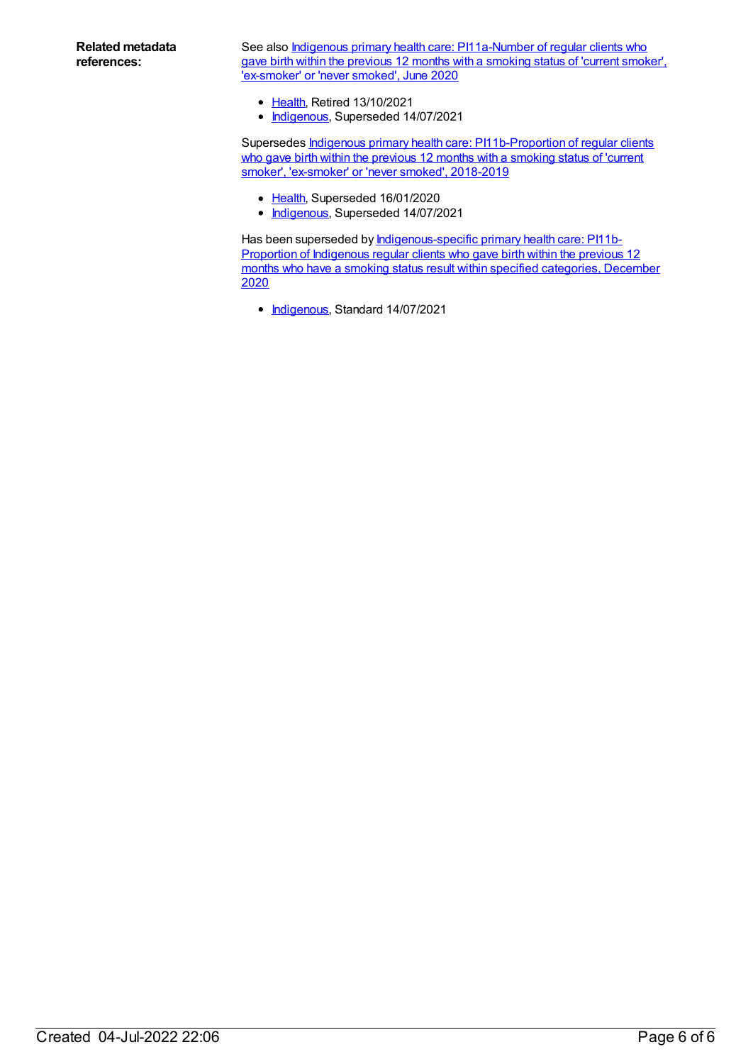**Related metadata references:**

See also Indigenous primary health care: PI11a-Number of regular clients who gave birth within the previous 12 months with a smoking status of 'current smoker', 'ex-smoker' or 'never smoked', June 2020

- Health, Retired 13/10/2021
- Indigenous, Superseded 14/07/2021

Supersedes Indigenous primary health care: PI11b-Proportion of regular clients who gave birth within the previous 12 months with a smoking status of 'current smoker', 'ex-smoker' or 'never smoked', 2018-2019

- Health, Superseded 16/01/2020
- Indigenous, Superseded 14/07/2021

Has been superseded by Indigenous-specific primary health care: PI11b-Proportion of Indigenous regular clients who gave birth within the previous 12 months who have a smoking status result within specified categories, December 2020

- Indigenous, Standard 14/07/2021